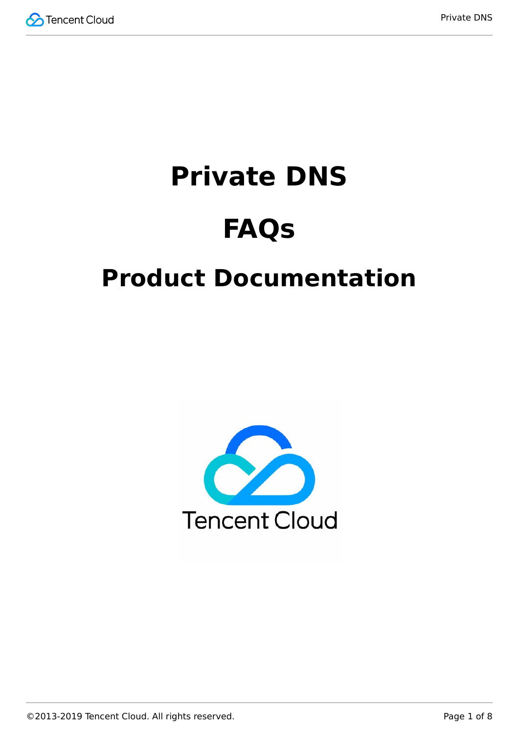# Private DNS

# FAQs

## Product Documentation

Tencent Cloud

©2013-2019 Tencent Cloud. All rights reserved.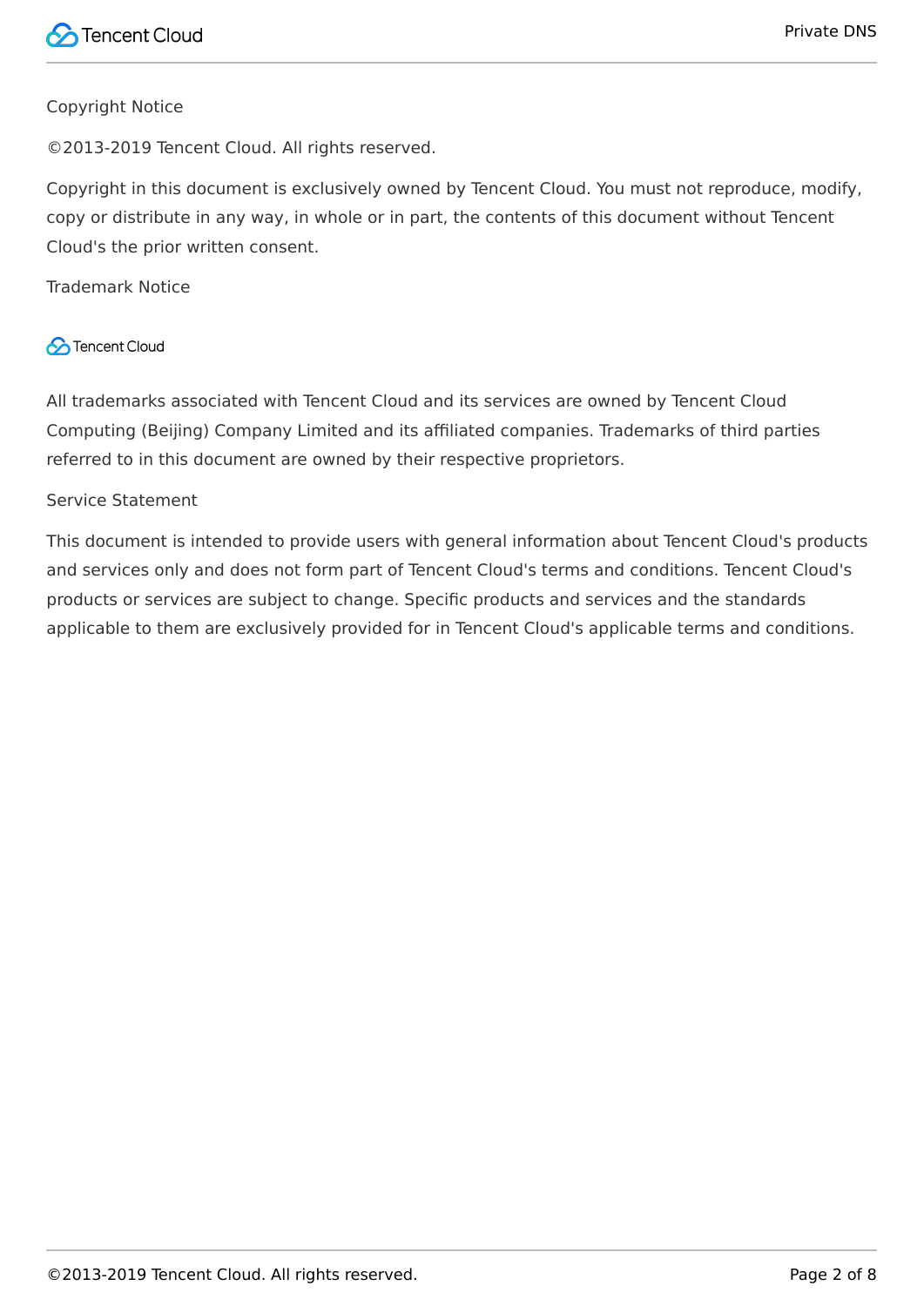Copyright Notice

©2013-2019 Tencent Cloud. All rights reserved.

Copyright in this document is exclusively owned by Tencent Cloud. You must not reproduce, modify, copy or distribute in any way, in whole or in part, the contents of this document without Tencent Cloud's the prior written consent.

Trademark Notice

All trademarks associated with Tencent Cloud and its services are owned by Tencent Cloud Computing (Beijing) Company Limited and its affiliated companies. Trademarks of third parties referred to in this document are owned by their respective proprietors.

Service Statement

This document is intended to provide users with general information about Tencent Cloud's products and services only and does not form part of Tencent Cloud's terms and conditions. Tencent Cloud's products or services are subject to change. Specific products and services and the standards applicable to them are exclusively provided for in Tencent Cloud's applicable terms and conditions.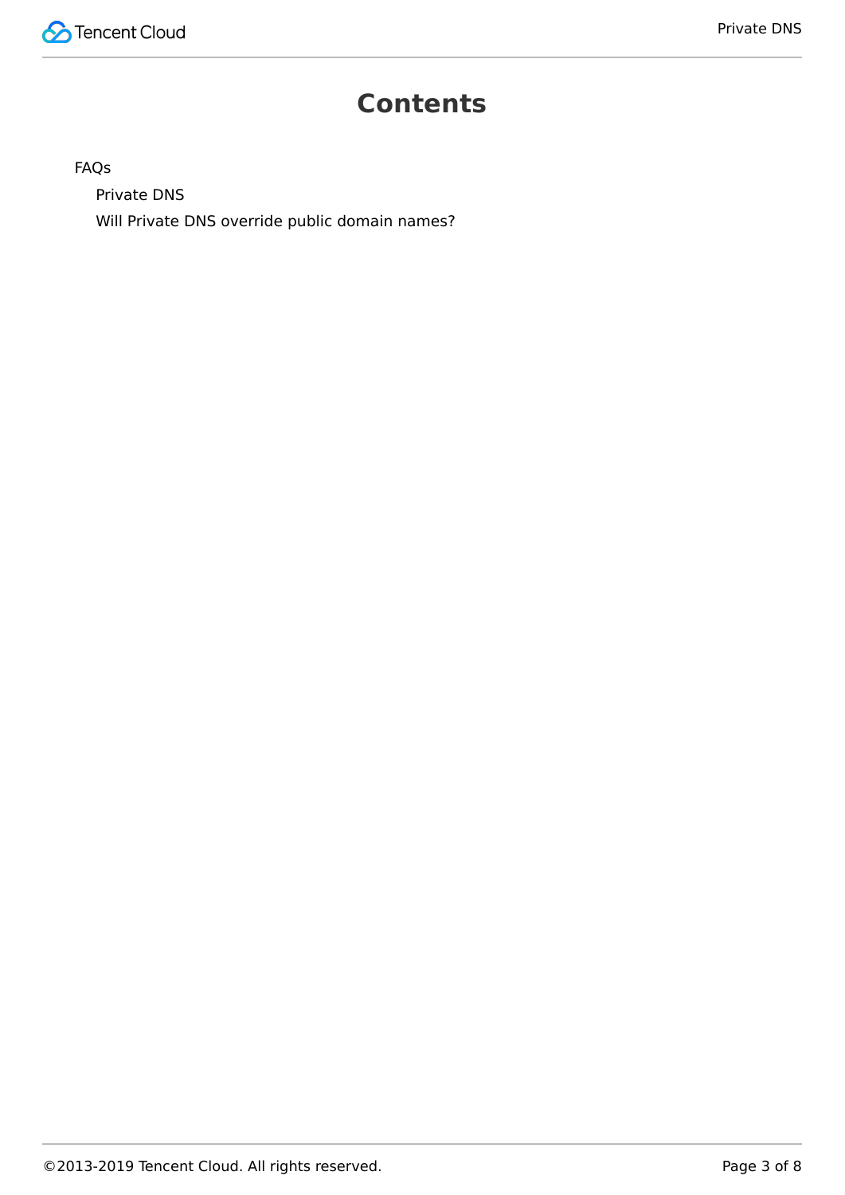# Contents

- FAQs
  - Private DNS
  - Will Private DNS override public domain names?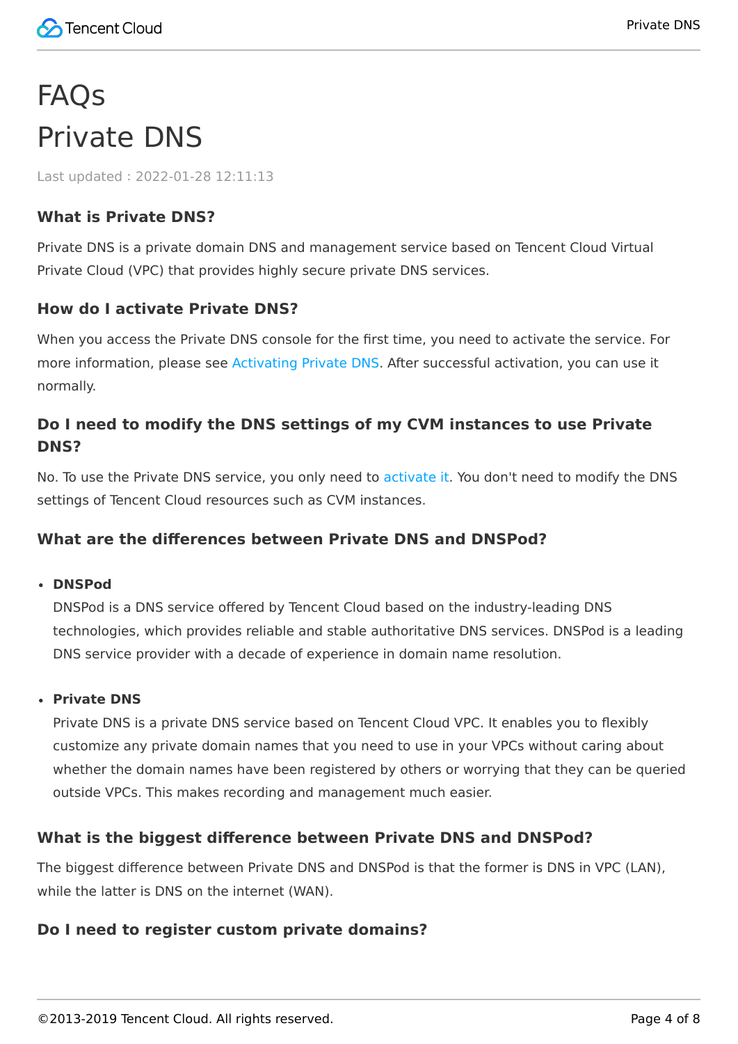# FAQs

# Private DNS

Last updated : 2022-01-28 12:11:13

### What is Private DNS?

Private DNS is a private domain DNS and management service based on Tencent Cloud Virtual Private Cloud (VPC) that provides highly secure private DNS services.

### How do I activate Private DNS?

When you access the Private DNS console for the first time, you need to activate the service. For more information, please see Activating Private DNS. After successful activation, you can use it normally.

### Do I need to modify the DNS settings of my CVM instances to use Private DNS?

No. To use the Private DNS service, you only need to activate it. You don't need to modify the DNS settings of Tencent Cloud resources such as CVM instances.

### What are the differences between Private DNS and DNSPod?

- **DNSPod**
  DNSPod is a DNS service offered by Tencent Cloud based on the industry-leading DNS technologies, which provides reliable and stable authoritative DNS services. DNSPod is a leading DNS service provider with a decade of experience in domain name resolution.

- **Private DNS**
  Private DNS is a private DNS service based on Tencent Cloud VPC. It enables you to flexibly customize any private domain names that you need to use in your VPCs without caring about whether the domain names have been registered by others or worrying that they can be queried outside VPCs. This makes recording and management much easier.

### What is the biggest difference between Private DNS and DNSPod?

The biggest difference between Private DNS and DNSPod is that the former is DNS in VPC (LAN), while the latter is DNS on the internet (WAN).

### Do I need to register custom private domains?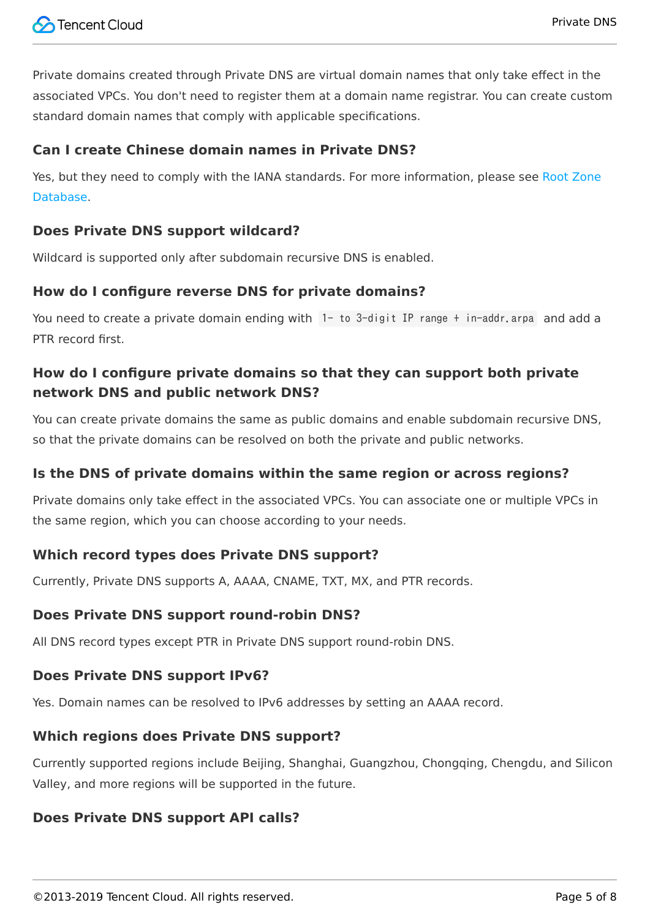Private domains created through Private DNS are virtual domain names that only take effect in the associated VPCs. You don't need to register them at a domain name registrar. You can create custom standard domain names that comply with applicable specifications.

### Can I create Chinese domain names in Private DNS?

Yes, but they need to comply with the IANA standards. For more information, please see Root Zone Database.

### Does Private DNS support wildcard?

Wildcard is supported only after subdomain recursive DNS is enabled.

### How do I configure reverse DNS for private domains?

You need to create a private domain ending with `1- to 3-digit IP range + in-addr.arpa` and add a PTR record first.

### How do I configure private domains so that they can support both private network DNS and public network DNS?

You can create private domains the same as public domains and enable subdomain recursive DNS, so that the private domains can be resolved on both the private and public networks.

### Is the DNS of private domains within the same region or across regions?

Private domains only take effect in the associated VPCs. You can associate one or multiple VPCs in the same region, which you can choose according to your needs.

### Which record types does Private DNS support?

Currently, Private DNS supports A, AAAA, CNAME, TXT, MX, and PTR records.

### Does Private DNS support round-robin DNS?

All DNS record types except PTR in Private DNS support round-robin DNS.

### Does Private DNS support IPv6?

Yes. Domain names can be resolved to IPv6 addresses by setting an AAAA record.

### Which regions does Private DNS support?

Currently supported regions include Beijing, Shanghai, Guangzhou, Chongqing, Chengdu, and Silicon Valley, and more regions will be supported in the future.

### Does Private DNS support API calls?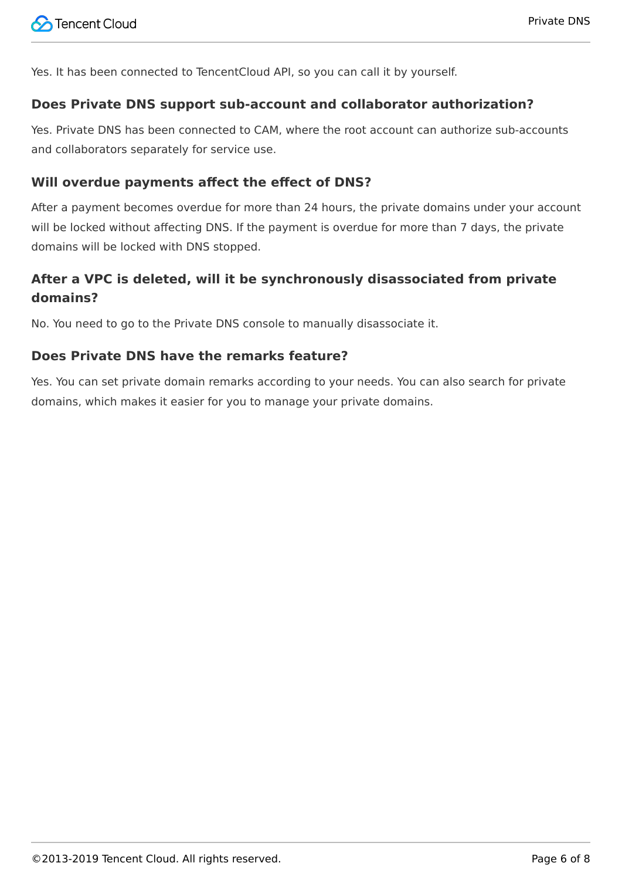Yes. It has been connected to TencentCloud API, so you can call it by yourself.

### Does Private DNS support sub-account and collaborator authorization?

Yes. Private DNS has been connected to CAM, where the root account can authorize sub-accounts and collaborators separately for service use.

### Will overdue payments affect the effect of DNS?

After a payment becomes overdue for more than 24 hours, the private domains under your account will be locked without affecting DNS. If the payment is overdue for more than 7 days, the private domains will be locked with DNS stopped.

### After a VPC is deleted, will it be synchronously disassociated from private domains?

No. You need to go to the Private DNS console to manually disassociate it.

### Does Private DNS have the remarks feature?

Yes. You can set private domain remarks according to your needs. You can also search for private domains, which makes it easier for you to manage your private domains.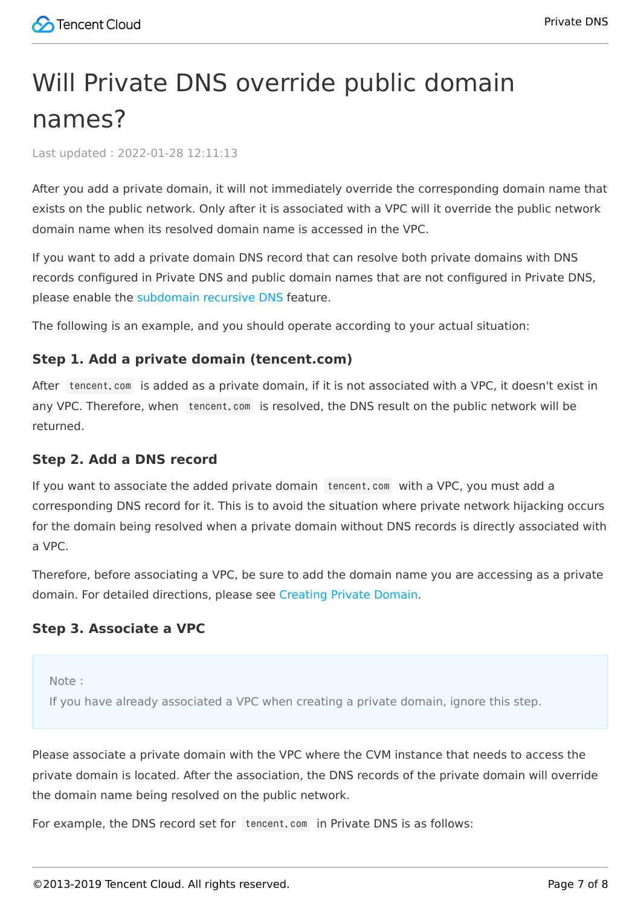# Will Private DNS override public domain names?

Last updated : 2022-01-28 12:11:13

After you add a private domain, it will not immediately override the corresponding domain name that exists on the public network. Only after it is associated with a VPC will it override the public network domain name when its resolved domain name is accessed in the VPC.

If you want to add a private domain DNS record that can resolve both private domains with DNS records configured in Private DNS and public domain names that are not configured in Private DNS, please enable the subdomain recursive DNS feature.

The following is an example, and you should operate according to your actual situation:

### Step 1. Add a private domain (tencent.com)

After `tencent.com` is added as a private domain, if it is not associated with a VPC, it doesn't exist in any VPC. Therefore, when `tencent.com` is resolved, the DNS result on the public network will be returned.

### Step 2. Add a DNS record

If you want to associate the added private domain `tencent.com` with a VPC, you must add a corresponding DNS record for it. This is to avoid the situation where private network hijacking occurs for the domain being resolved when a private domain without DNS records is directly associated with a VPC.

Therefore, before associating a VPC, be sure to add the domain name you are accessing as a private domain. For detailed directions, please see Creating Private Domain.

### Step 3. Associate a VPC

> Note :
> If you have already associated a VPC when creating a private domain, ignore this step.

Please associate a private domain with the VPC where the CVM instance that needs to access the private domain is located. After the association, the DNS records of the private domain will override the domain name being resolved on the public network.

For example, the DNS record set for `tencent.com` in Private DNS is as follows: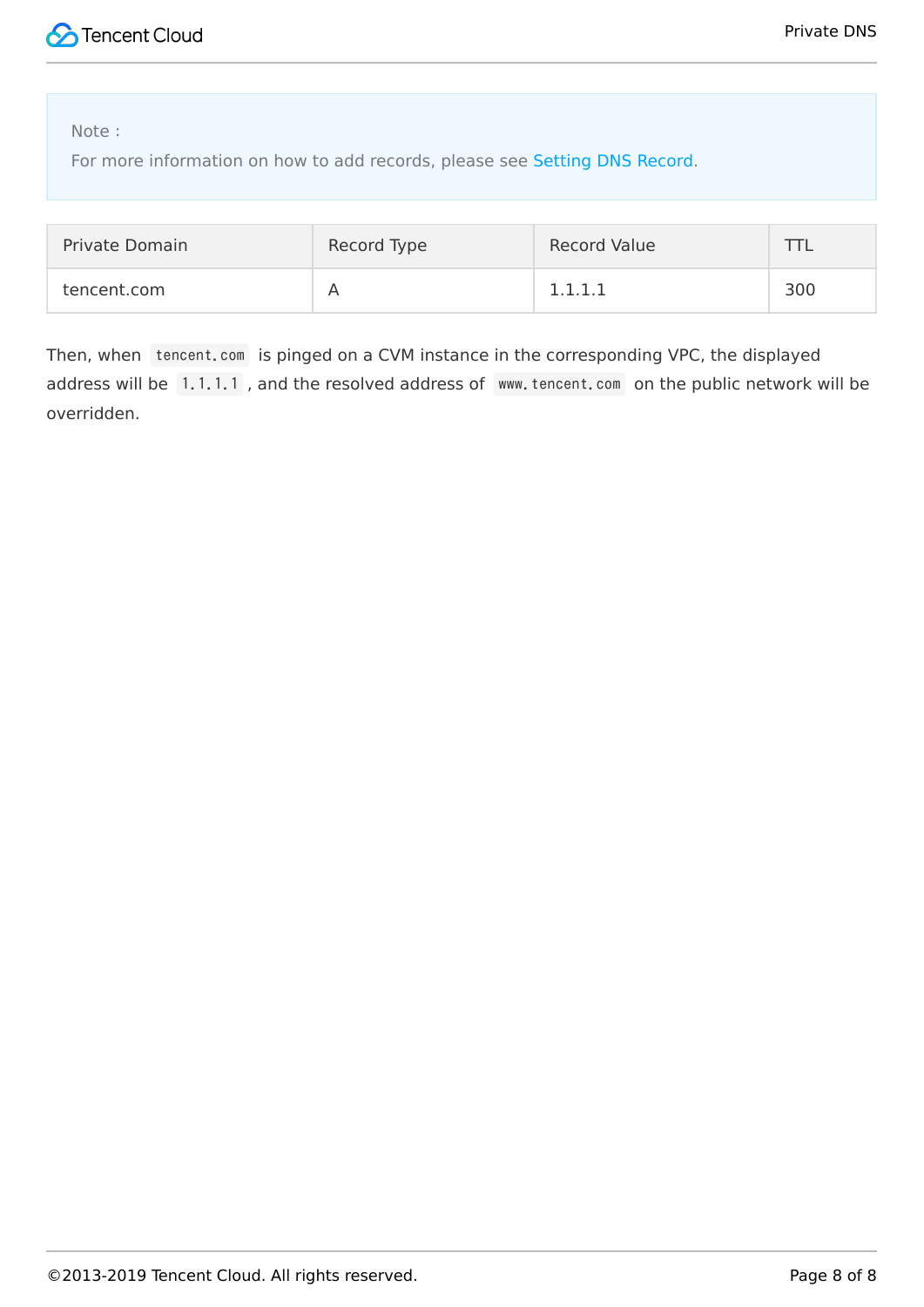> Note：
> For more information on how to add records, please see Setting DNS Record.

| Private Domain | Record Type | Record Value | TTL |
| --- | --- | --- | --- |
| tencent.com | A | 1.1.1.1 | 300 |

Then, when `tencent.com` is pinged on a CVM instance in the corresponding VPC, the displayed address will be `1.1.1.1` , and the resolved address of `www.tencent.com` on the public network will be overridden.